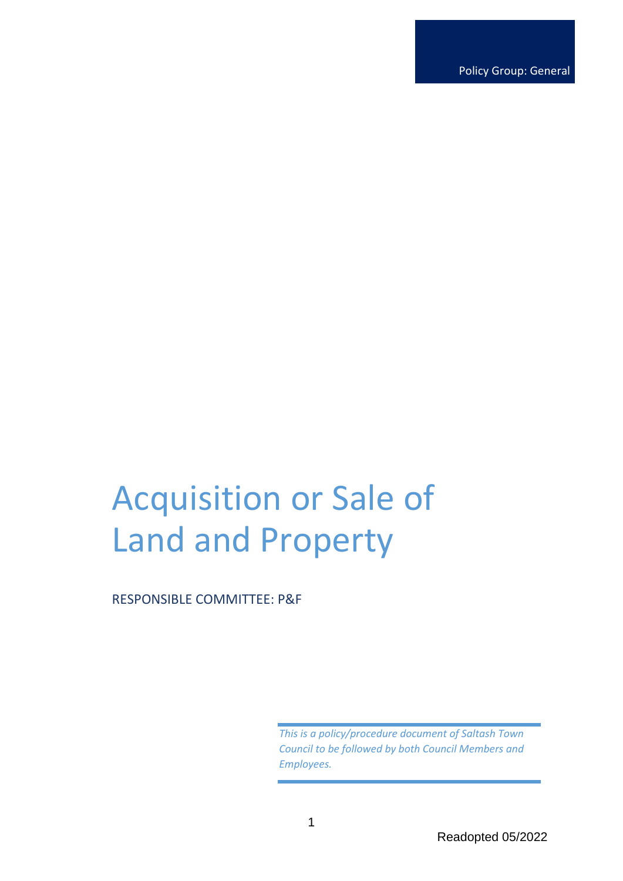Policy Group: General

# Acquisition or Sale of Land and Property

RESPONSIBLE COMMITTEE: P&F

*This is a policy/procedure document of Saltash Town Council to be followed by both Council Members and Employees.*

Readopted 05/2022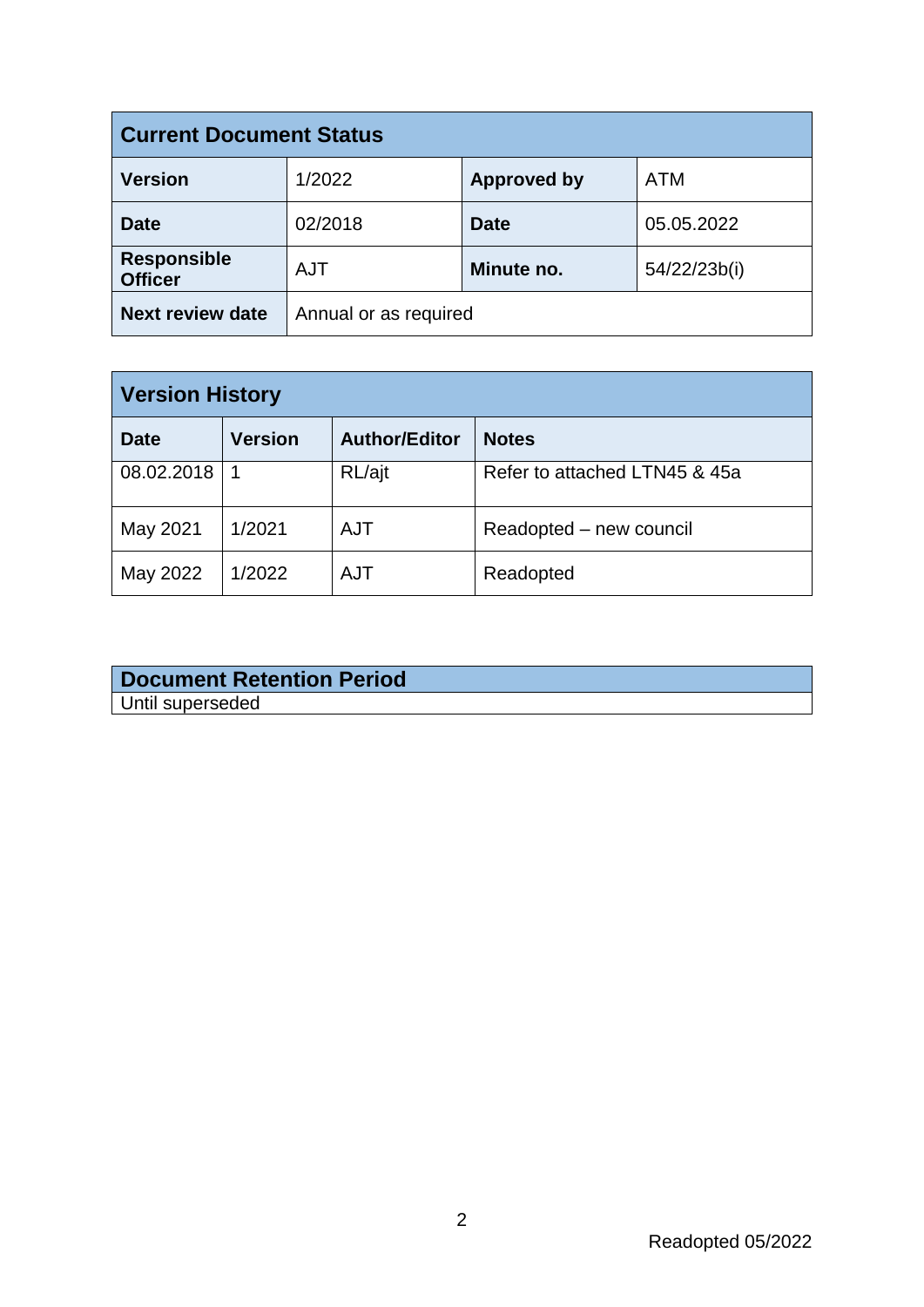| Current Document Status | | | |
|---|---|---|---|
| **Version** | 1/2022 | **Approved by** | ATM |
| **Date** | 02/2018 | **Date** | 05.05.2022 |
| **Responsible Officer** | AJT | **Minute no.** | 54/22/23b(i) |
| **Next review date** | Annual or as required | | |

| Version History | | | |
|---|---|---|---|
| **Date** | **Version** | **Author/Editor** | **Notes** |
| 08.02.2018 | 1 | RL/ajt | Refer to attached LTN45 & 45a |
| May 2021 | 1/2021 | AJT | Readopted – new council |
| May 2022 | 1/2022 | AJT | Readopted |

| Document Retention Period |
|---|
| Until superseded |

Readopted 05/2022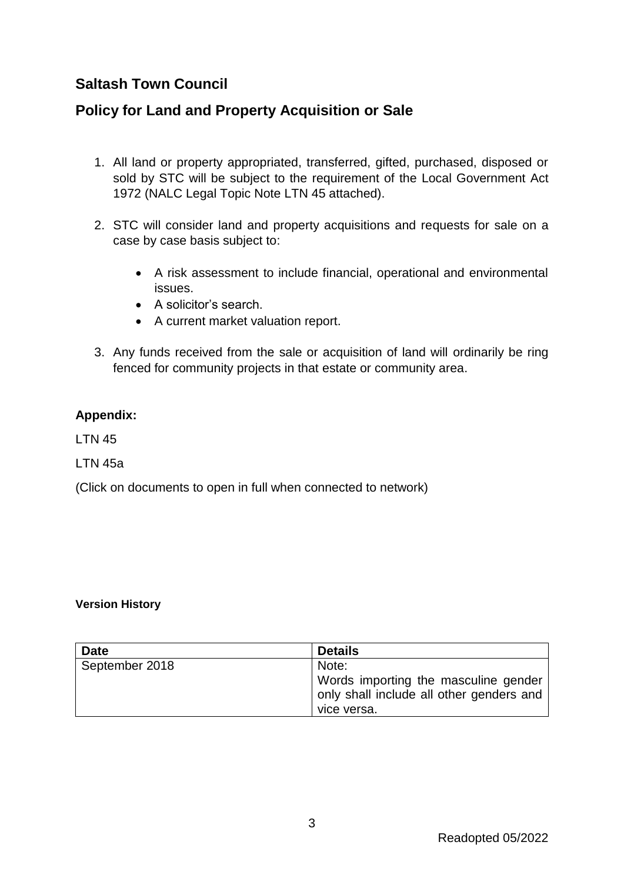## Saltash Town Council

## Policy for Land and Property Acquisition or Sale

1. All land or property appropriated, transferred, gifted, purchased, disposed or sold by STC will be subject to the requirement of the Local Government Act 1972 (NALC Legal Topic Note LTN 45 attached).

2. STC will consider land and property acquisitions and requests for sale on a case by case basis subject to:

    - A risk assessment to include financial, operational and environmental issues.
    - A solicitor's search.
    - A current market valuation report.

3. Any funds received from the sale or acquisition of land will ordinarily be ring fenced for community projects in that estate or community area.

**Appendix:**

LTN 45

LTN 45a

(Click on documents to open in full when connected to network)

**Version History**

| Date | Details |
| --- | --- |
| September 2018 | Note:<br>Words importing the masculine gender only shall include all other genders and vice versa. |

Readopted 05/2022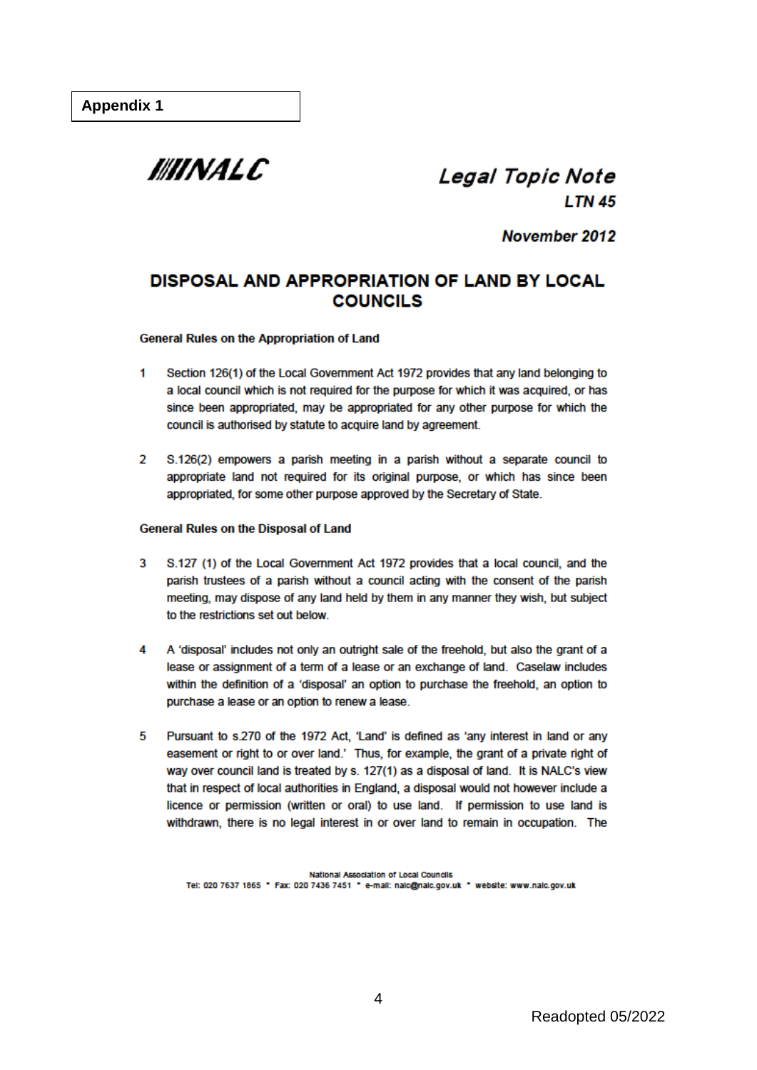**Appendix 1**

**NALC**

***Legal Topic Note***
***LTN 45***

***November 2012***

# DISPOSAL AND APPROPRIATION OF LAND BY LOCAL COUNCILS

**General Rules on the Appropriation of Land**

1 Section 126(1) of the Local Government Act 1972 provides that any land belonging to a local council which is not required for the purpose for which it was acquired, or has since been appropriated, may be appropriated for any other purpose for which the council is authorised by statute to acquire land by agreement.

2 S.126(2) empowers a parish meeting in a parish without a separate council to appropriate land not required for its original purpose, or which has since been appropriated, for some other purpose approved by the Secretary of State.

**General Rules on the Disposal of Land**

3 S.127 (1) of the Local Government Act 1972 provides that a local council, and the parish trustees of a parish without a council acting with the consent of the parish meeting, may dispose of any land held by them in any manner they wish, but subject to the restrictions set out below.

4 A 'disposal' includes not only an outright sale of the freehold, but also the grant of a lease or assignment of a term of a lease or an exchange of land. Caselaw includes within the definition of a 'disposal' an option to purchase the freehold, an option to purchase a lease or an option to renew a lease.

5 Pursuant to s.270 of the 1972 Act, 'Land' is defined as 'any interest in land or any easement or right to or over land.' Thus, for example, the grant of a private right of way over council land is treated by s. 127(1) as a disposal of land. It is NALC's view that in respect of local authorities in England, a disposal would not however include a licence or permission (written or oral) to use land. If permission to use land is withdrawn, there is no legal interest in or over land to remain in occupation. The

National Association of Local Councils
Tel: 020 7637 1865 • Fax: 020 7436 7451 • e-mail: nalc@nalc.gov.uk • website: www.nalc.gov.uk

Readopted 05/2022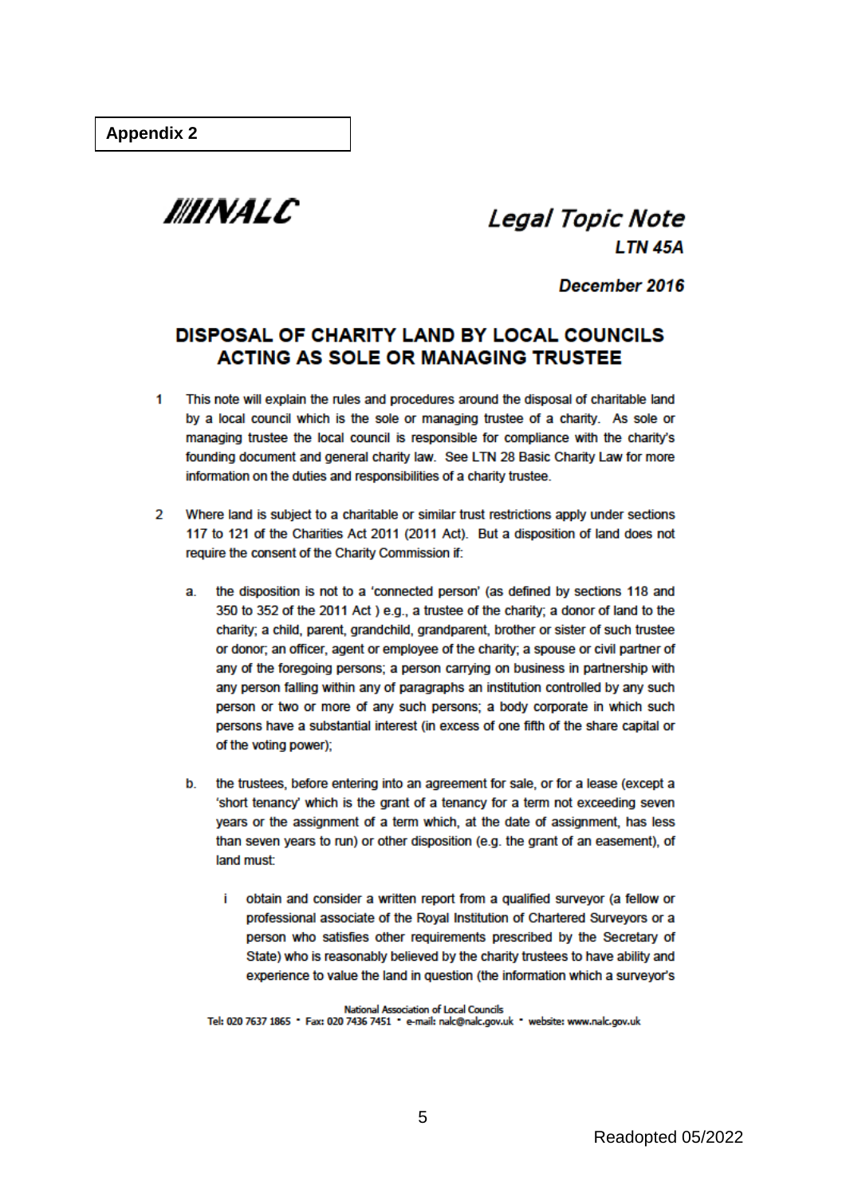**Appendix 2**

**////NALC**

***Legal Topic Note***
***LTN 45A***

***December 2016***

## DISPOSAL OF CHARITY LAND BY LOCAL COUNCILS ACTING AS SOLE OR MANAGING TRUSTEE

1. This note will explain the rules and procedures around the disposal of charitable land by a local council which is the sole or managing trustee of a charity. As sole or managing trustee the local council is responsible for compliance with the charity's founding document and general charity law. See LTN 28 Basic Charity Law for more information on the duties and responsibilities of a charity trustee.

2. Where land is subject to a charitable or similar trust restrictions apply under sections 117 to 121 of the Charities Act 2011 (2011 Act). But a disposition of land does not require the consent of the Charity Commission if:

   a. the disposition is not to a 'connected person' (as defined by sections 118 and 350 to 352 of the 2011 Act ) e.g., a trustee of the charity; a donor of land to the charity; a child, parent, grandchild, grandparent, brother or sister of such trustee or donor; an officer, agent or employee of the charity; a spouse or civil partner of any of the foregoing persons; a person carrying on business in partnership with any person falling within any of paragraphs an institution controlled by any such person or two or more of any such persons; a body corporate in which such persons have a substantial interest (in excess of one fifth of the share capital or of the voting power);

   b. the trustees, before entering into an agreement for sale, or for a lease (except a 'short tenancy' which is the grant of a tenancy for a term not exceeding seven years or the assignment of a term which, at the date of assignment, has less than seven years to run) or other disposition (e.g. the grant of an easement), of land must:

      i obtain and consider a written report from a qualified surveyor (a fellow or professional associate of the Royal Institution of Chartered Surveyors or a person who satisfies other requirements prescribed by the Secretary of State) who is reasonably believed by the charity trustees to have ability and experience to value the land in question (the information which a surveyor's

National Association of Local Councils
Tel: 020 7637 1865 • Fax: 020 7436 7451 • e-mail: nalc@nalc.gov.uk • website: www.nalc.gov.uk

Readopted 05/2022